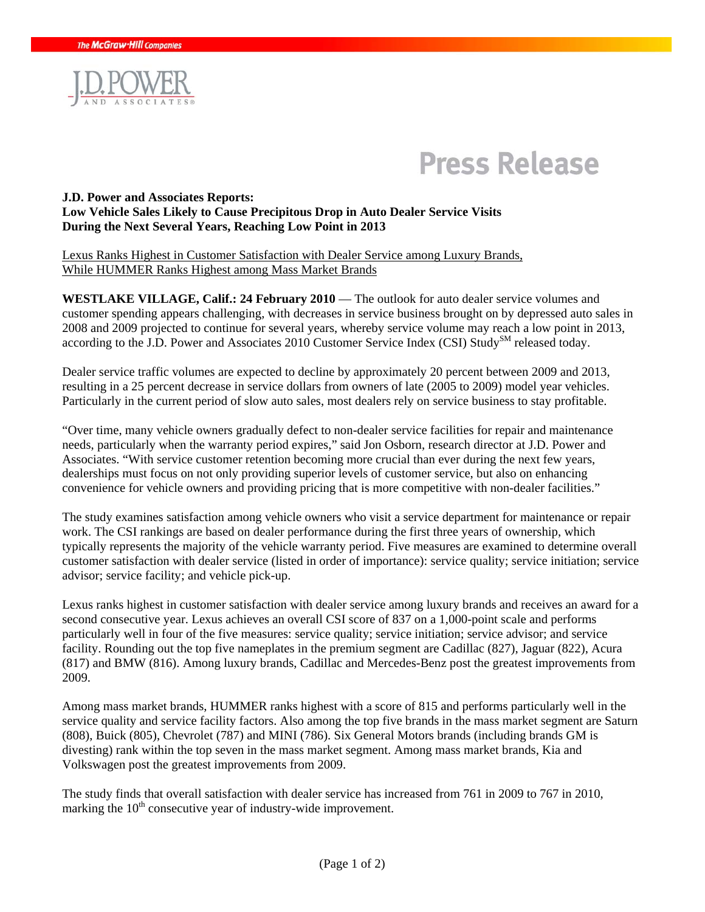The McGraw-Hill Companies

J.D. POWER AND ASSOCIATES

# Press Release

**J.D. Power and Associates Reports:**
**Low Vehicle Sales Likely to Cause Precipitous Drop in Auto Dealer Service Visits During the Next Several Years, Reaching Low Point in 2013**

Lexus Ranks Highest in Customer Satisfaction with Dealer Service among Luxury Brands, While HUMMER Ranks Highest among Mass Market Brands

**WESTLAKE VILLAGE, Calif.: 24 February 2010** — The outlook for auto dealer service volumes and customer spending appears challenging, with decreases in service business brought on by depressed auto sales in 2008 and 2009 projected to continue for several years, whereby service volume may reach a low point in 2013, according to the J.D. Power and Associates 2010 Customer Service Index (CSI) Study℠ released today.

Dealer service traffic volumes are expected to decline by approximately 20 percent between 2009 and 2013, resulting in a 25 percent decrease in service dollars from owners of late (2005 to 2009) model year vehicles. Particularly in the current period of slow auto sales, most dealers rely on service business to stay profitable.

"Over time, many vehicle owners gradually defect to non-dealer service facilities for repair and maintenance needs, particularly when the warranty period expires," said Jon Osborn, research director at J.D. Power and Associates. "With service customer retention becoming more crucial than ever during the next few years, dealerships must focus on not only providing superior levels of customer service, but also on enhancing convenience for vehicle owners and providing pricing that is more competitive with non-dealer facilities."

The study examines satisfaction among vehicle owners who visit a service department for maintenance or repair work. The CSI rankings are based on dealer performance during the first three years of ownership, which typically represents the majority of the vehicle warranty period. Five measures are examined to determine overall customer satisfaction with dealer service (listed in order of importance): service quality; service initiation; service advisor; service facility; and vehicle pick-up.

Lexus ranks highest in customer satisfaction with dealer service among luxury brands and receives an award for a second consecutive year. Lexus achieves an overall CSI score of 837 on a 1,000-point scale and performs particularly well in four of the five measures: service quality; service initiation; service advisor; and service facility. Rounding out the top five nameplates in the premium segment are Cadillac (827), Jaguar (822), Acura (817) and BMW (816). Among luxury brands, Cadillac and Mercedes-Benz post the greatest improvements from 2009.

Among mass market brands, HUMMER ranks highest with a score of 815 and performs particularly well in the service quality and service facility factors. Also among the top five brands in the mass market segment are Saturn (808), Buick (805), Chevrolet (787) and MINI (786). Six General Motors brands (including brands GM is divesting) rank within the top seven in the mass market segment. Among mass market brands, Kia and Volkswagen post the greatest improvements from 2009.

The study finds that overall satisfaction with dealer service has increased from 761 in 2009 to 767 in 2010, marking the 10th consecutive year of industry-wide improvement.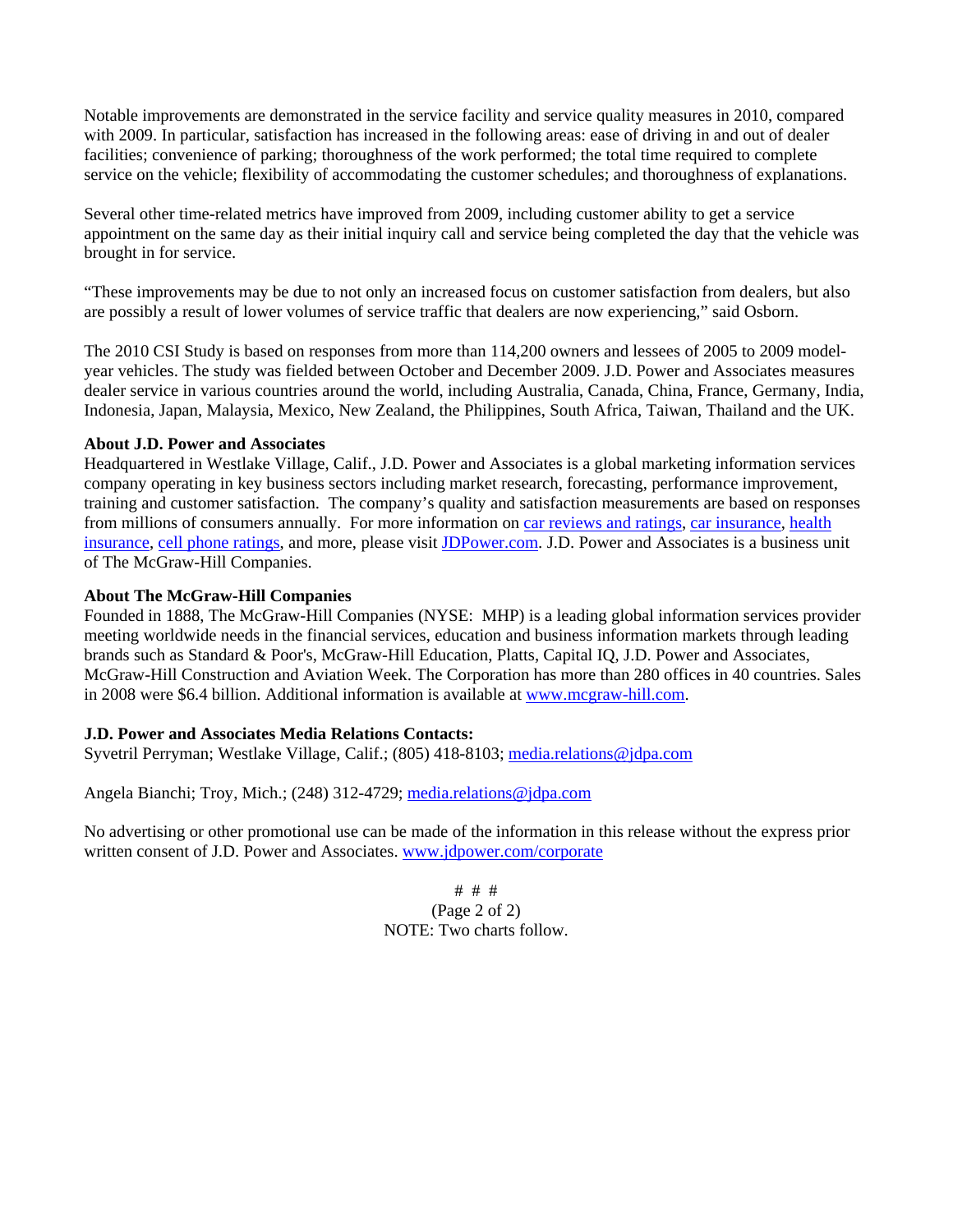Notable improvements are demonstrated in the service facility and service quality measures in 2010, compared with 2009. In particular, satisfaction has increased in the following areas: ease of driving in and out of dealer facilities; convenience of parking; thoroughness of the work performed; the total time required to complete service on the vehicle; flexibility of accommodating the customer schedules; and thoroughness of explanations.

Several other time-related metrics have improved from 2009, including customer ability to get a service appointment on the same day as their initial inquiry call and service being completed the day that the vehicle was brought in for service.

"These improvements may be due to not only an increased focus on customer satisfaction from dealers, but also are possibly a result of lower volumes of service traffic that dealers are now experiencing," said Osborn.

The 2010 CSI Study is based on responses from more than 114,200 owners and lessees of 2005 to 2009 model-year vehicles. The study was fielded between October and December 2009. J.D. Power and Associates measures dealer service in various countries around the world, including Australia, Canada, China, France, Germany, India, Indonesia, Japan, Malaysia, Mexico, New Zealand, the Philippines, South Africa, Taiwan, Thailand and the UK.

**About J.D. Power and Associates**
Headquartered in Westlake Village, Calif., J.D. Power and Associates is a global marketing information services company operating in key business sectors including market research, forecasting, performance improvement, training and customer satisfaction. The company's quality and satisfaction measurements are based on responses from millions of consumers annually. For more information on car reviews and ratings, car insurance, health insurance, cell phone ratings, and more, please visit JDPower.com. J.D. Power and Associates is a business unit of The McGraw-Hill Companies.

**About The McGraw-Hill Companies**
Founded in 1888, The McGraw-Hill Companies (NYSE: MHP) is a leading global information services provider meeting worldwide needs in the financial services, education and business information markets through leading brands such as Standard & Poor's, McGraw-Hill Education, Platts, Capital IQ, J.D. Power and Associates, McGraw-Hill Construction and Aviation Week. The Corporation has more than 280 offices in 40 countries. Sales in 2008 were $6.4 billion. Additional information is available at www.mcgraw-hill.com.

**J.D. Power and Associates Media Relations Contacts:**
Syvetril Perryman; Westlake Village, Calif.; (805) 418-8103; media.relations@jdpa.com

Angela Bianchi; Troy, Mich.; (248) 312-4729; media.relations@jdpa.com

No advertising or other promotional use can be made of the information in this release without the express prior written consent of J.D. Power and Associates. www.jdpower.com/corporate

# # #

NOTE: Two charts follow.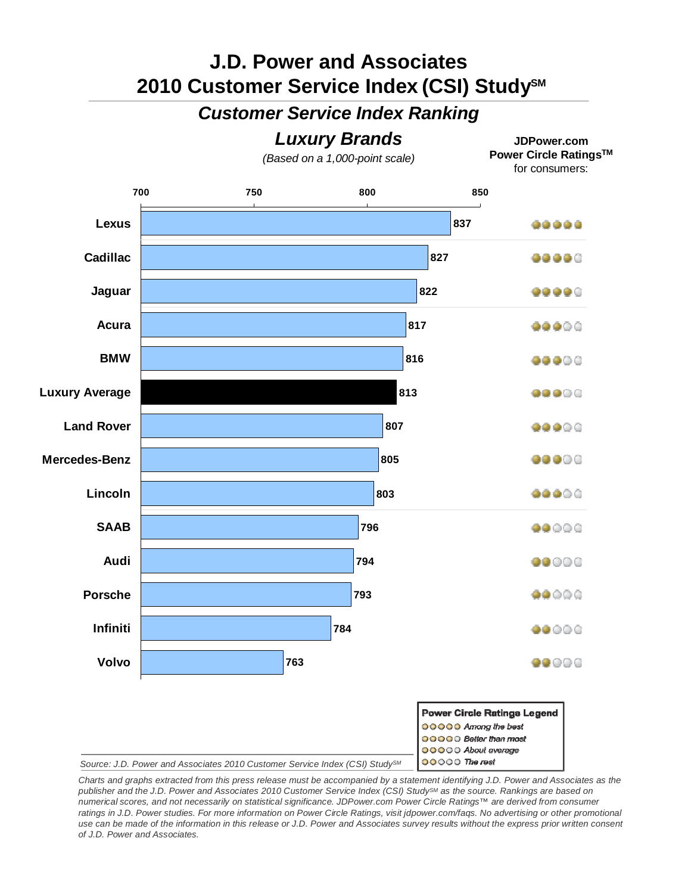# J.D. Power and Associates 2010 Customer Service Index (CSI) Study℠

## *Customer Service Index Ranking*

## *Luxury Brands*

*(Based on a 1,000-point scale)*

| Brand | Score | JDPower.com Power Circle Ratings™ for consumers: |
|---|---|---|
| Lexus | 837 | 5 |
| Cadillac | 827 | 4 |
| Jaguar | 822 | 4 |
| Acura | 817 | 3 |
| BMW | 816 | 3 |
| Luxury Average | 813 | 3 |
| Land Rover | 807 | 3 |
| Mercedes-Benz | 805 | 3 |
| Lincoln | 803 | 3 |
| SAAB | 796 | 2 |
| Audi | 794 | 2 |
| Porsche | 793 | 2 |
| Infiniti | 784 | 2 |
| Volvo | 763 | 2 |

**Power Circle Ratings Legend**

- 5 circles: *Among the best*
- 4 circles: *Better than most*
- 3 circles: *About average*
- 2 circles: *The rest*

*Source: J.D. Power and Associates 2010 Customer Service Index (CSI) Study℠*

*Charts and graphs extracted from this press release must be accompanied by a statement identifying J.D. Power and Associates as the publisher and the J.D. Power and Associates 2010 Customer Service Index (CSI) Study℠ as the source. Rankings are based on numerical scores, and not necessarily on statistical significance. JDPower.com Power Circle Ratings™ are derived from consumer ratings in J.D. Power studies. For more information on Power Circle Ratings, visit jdpower.com/faqs. No advertising or other promotional use can be made of the information in this release or J.D. Power and Associates survey results without the express prior written consent of J.D. Power and Associates.*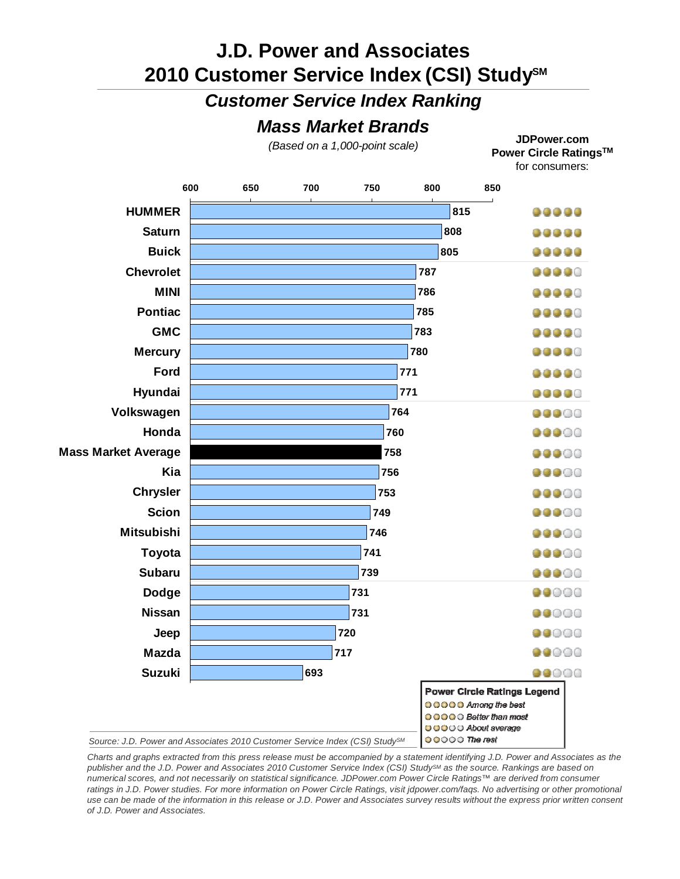# J.D. Power and Associates 2010 Customer Service Index (CSI) Study[SM]

## *Customer Service Index Ranking*

## *Mass Market Brands*

*(Based on a 1,000-point scale)*

**JDPower.com Power Circle Ratings[TM]** for consumers:

600 650 700 750 800 850

HUMMER 815
Saturn 808
Buick 805
Chevrolet 787
MINI 786
Pontiac 785
GMC 783
Mercury 780
Ford 771
Hyundai 771
Volkswagen 764
Honda 760
Mass Market Average 758
Kia 756
Chrysler 753
Scion 749
Mitsubishi 746
Toyota 741
Subaru 739
Dodge 731
Nissan 731
Jeep 720
Mazda 717
Suzuki 693

**Power Circle Ratings Legend**

*Among the best*
*Better than most*
*About average*
*The rest*

*Source: J.D. Power and Associates 2010 Customer Service Index (CSI) Study[SM]*

*Charts and graphs extracted from this press release must be accompanied by a statement identifying J.D. Power and Associates as the publisher and the J.D. Power and Associates 2010 Customer Service Index (CSI) Study[SM] as the source. Rankings are based on numerical scores, and not necessarily on statistical significance. JDPower.com Power Circle Ratings™ are derived from consumer ratings in J.D. Power studies. For more information on Power Circle Ratings, visit jdpower.com/faqs. No advertising or other promotional use can be made of the information in this release or J.D. Power and Associates survey results without the express prior written consent of J.D. Power and Associates.*